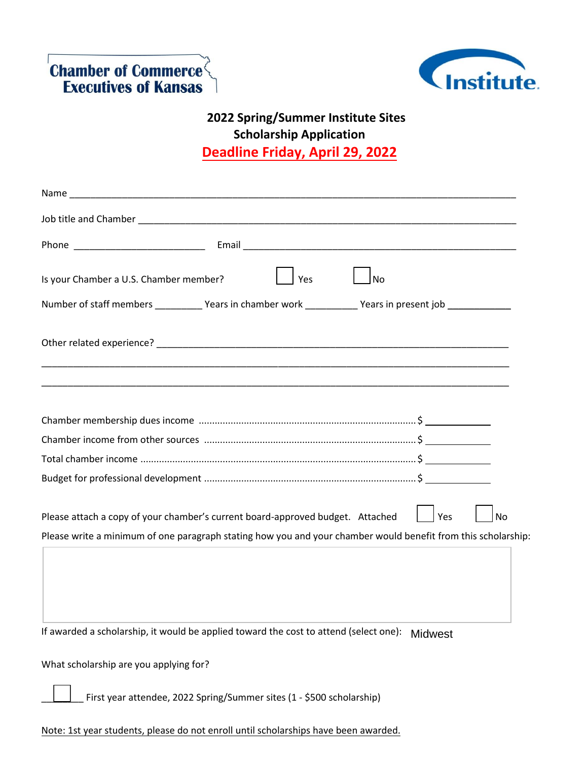Chamber of Commerce Executives of Kansas

Institute

# 2022 Spring/Summer Institute Sites
## Scholarship Application
**Deadline Friday, April 29, 2022**

Name ____________________________________________________________________________

Job title and Chamber _____________________________________________________________

Phone ________________________ Email ______________________________________________

Is your Chamber a U.S. Chamber member? ☐ Yes ☐ No

Number of staff members _________ Years in chamber work __________ Years in present job ___________

Other related experience? ___________________________________________________________

_____________________________________________________________________________________

_____________________________________________________________________________________

Chamber membership dues income ................................................................ $ ___________

Chamber income from other sources ............................................................. $ ___________

Total chamber income ................................................................................... $ ___________

Budget for professional development ............................................................ $ ___________

Please attach a copy of your chamber's current board-approved budget. Attached ☐ Yes ☐ No

Please write a minimum of one paragraph stating how you and your chamber would benefit from this scholarship:

If awarded a scholarship, it would be applied toward the cost to attend (select one): Midwest

What scholarship are you applying for?

☐ First year attendee, 2022 Spring/Summer sites (1 - $500 scholarship)

Note: 1st year students, please do not enroll until scholarships have been awarded.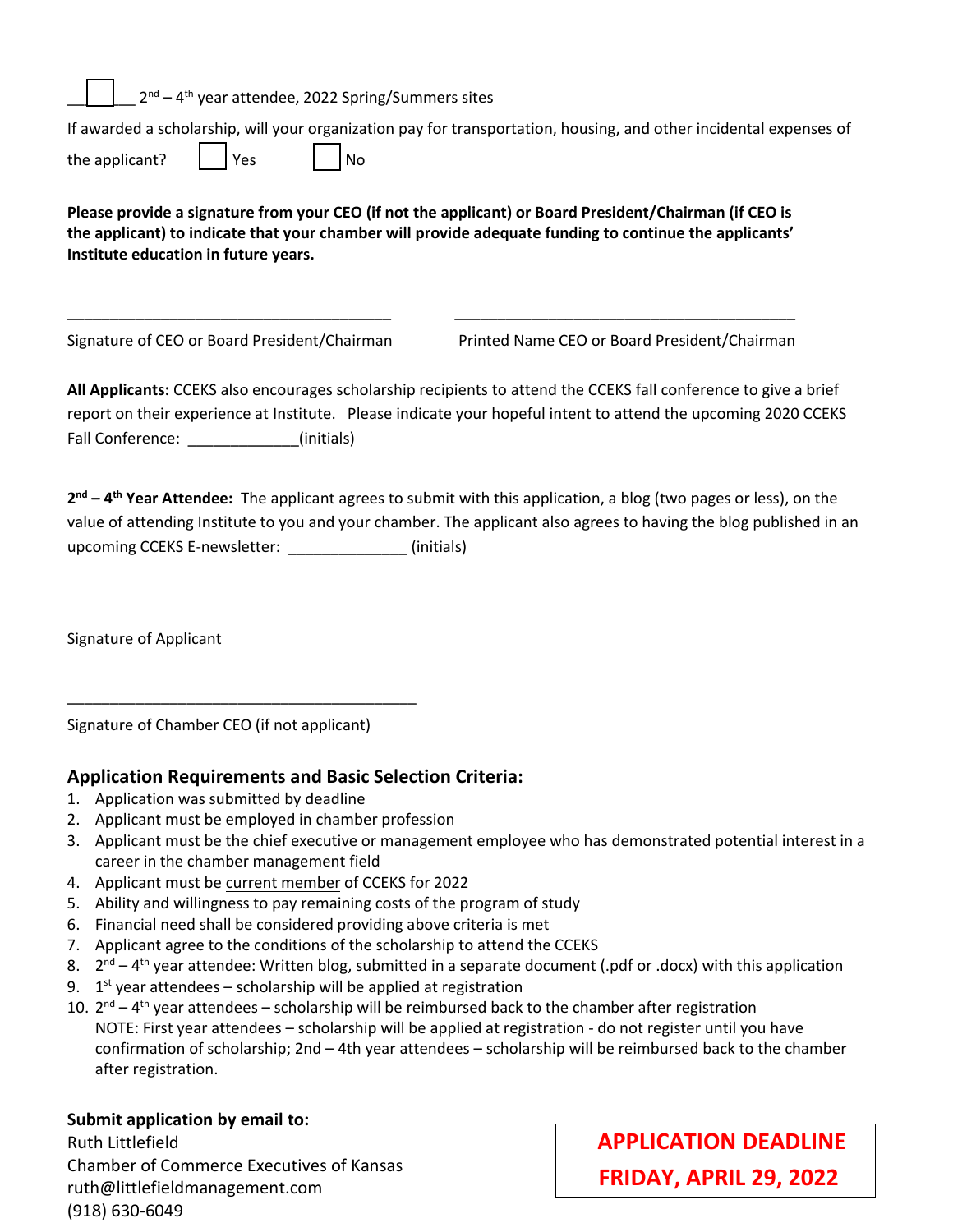☐ $2^{nd} – 4^{th}$ year attendee, 2022 Spring/Summers sites

If awarded a scholarship, will your organization pay for transportation, housing, and other incidental expenses of the applicant? ☐ Yes ☐ No

**Please provide a signature from your CEO (if not the applicant) or Board President/Chairman (if CEO is the applicant) to indicate that your chamber will provide adequate funding to continue the applicants' Institute education in future years.**

______________________________________ ______________________________________

Signature of CEO or Board President/Chairman Printed Name CEO or Board President/Chairman

**All Applicants:** CCEKS also encourages scholarship recipients to attend the CCEKS fall conference to give a brief report on their experience at Institute. Please indicate your hopeful intent to attend the upcoming 2020 CCEKS Fall Conference: _____________(initials)

**$2^{nd} – 4^{th}$ Year Attendee:** The applicant agrees to submit with this application, a blog (two pages or less), on the value of attending Institute to you and your chamber. The applicant also agrees to having the blog published in an upcoming CCEKS E-newsletter: ______________ (initials)

__________________________________________

Signature of Applicant

__________________________________________

Signature of Chamber CEO (if not applicant)

## Application Requirements and Basic Selection Criteria:

1. Application was submitted by deadline
2. Applicant must be employed in chamber profession
3. Applicant must be the chief executive or management employee who has demonstrated potential interest in a career in the chamber management field
4. Applicant must be current member of CCEKS for 2022
5. Ability and willingness to pay remaining costs of the program of study
6. Financial need shall be considered providing above criteria is met
7. Applicant agree to the conditions of the scholarship to attend the CCEKS
8. $2^{nd} – 4^{th}$ year attendee: Written blog, submitted in a separate document (.pdf or .docx) with this application
9. $1^{st}$ year attendees – scholarship will be applied at registration
10. $2^{nd} – 4^{th}$ year attendees – scholarship will be reimbursed back to the chamber after registration
    NOTE: First year attendees – scholarship will be applied at registration - do not register until you have confirmation of scholarship; 2nd – 4th year attendees – scholarship will be reimbursed back to the chamber after registration.

**Submit application by email to:**
Ruth Littlefield
Chamber of Commerce Executives of Kansas
ruth@littlefieldmanagement.com
(918) 630-6049

**APPLICATION DEADLINE FRIDAY, APRIL 29, 2022**